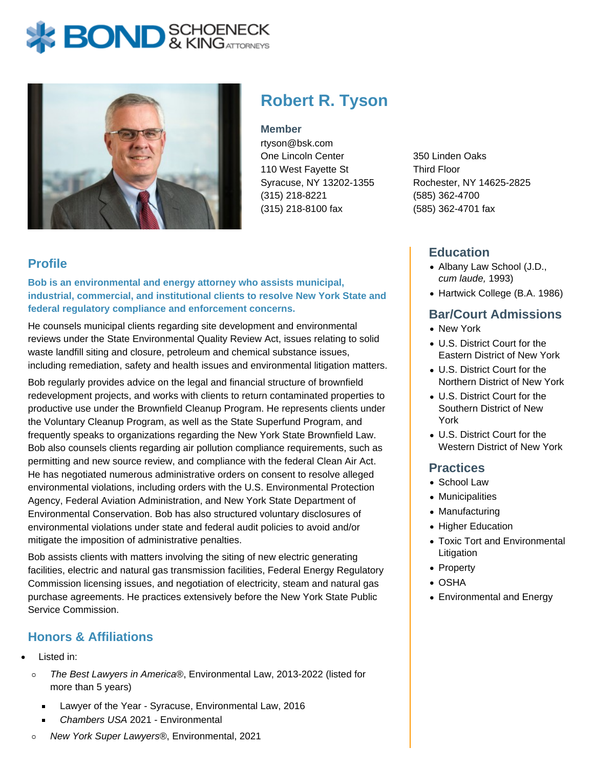# Robert R. Tyson

**Member**

rtyson@bsk.com

One Lincoln Center
110 West Fayette St
Syracuse, NY 13202-1355
(315) 218-8221
(315) 218-8100 fax

350 Linden Oaks
Third Floor
Rochester, NY 14625-2825
(585) 362-4700
(585) 362-4701 fax

## Profile

**Bob is an environmental and energy attorney who assists municipal, industrial, commercial, and institutional clients to resolve New York State and federal regulatory compliance and enforcement concerns.**

He counsels municipal clients regarding site development and environmental reviews under the State Environmental Quality Review Act, issues relating to solid waste landfill siting and closure, petroleum and chemical substance issues, including remediation, safety and health issues and environmental litigation matters.

Bob regularly provides advice on the legal and financial structure of brownfield redevelopment projects, and works with clients to return contaminated properties to productive use under the Brownfield Cleanup Program. He represents clients under the Voluntary Cleanup Program, as well as the State Superfund Program, and frequently speaks to organizations regarding the New York State Brownfield Law. Bob also counsels clients regarding air pollution compliance requirements, such as permitting and new source review, and compliance with the federal Clean Air Act. He has negotiated numerous administrative orders on consent to resolve alleged environmental violations, including orders with the U.S. Environmental Protection Agency, Federal Aviation Administration, and New York State Department of Environmental Conservation. Bob has also structured voluntary disclosures of environmental violations under state and federal audit policies to avoid and/or mitigate the imposition of administrative penalties.

Bob assists clients with matters involving the siting of new electric generating facilities, electric and natural gas transmission facilities, Federal Energy Regulatory Commission licensing issues, and negotiation of electricity, steam and natural gas purchase agreements. He practices extensively before the New York State Public Service Commission.

## Honors & Affiliations

- Listed in:
  - *The Best Lawyers in America*®, Environmental Law, 2013-2022 (listed for more than 5 years)
    - Lawyer of the Year - Syracuse, Environmental Law, 2016
    - *Chambers USA* 2021 - Environmental
  - *New York Super Lawyers*®, Environmental, 2021

## Education

- Albany Law School (J.D., *cum laude,* 1993)
- Hartwick College (B.A. 1986)

## Bar/Court Admissions

- New York
- U.S. District Court for the Eastern District of New York
- U.S. District Court for the Northern District of New York
- U.S. District Court for the Southern District of New York
- U.S. District Court for the Western District of New York

## Practices

- School Law
- Municipalities
- Manufacturing
- Higher Education
- Toxic Tort and Environmental Litigation
- Property
- OSHA
- Environmental and Energy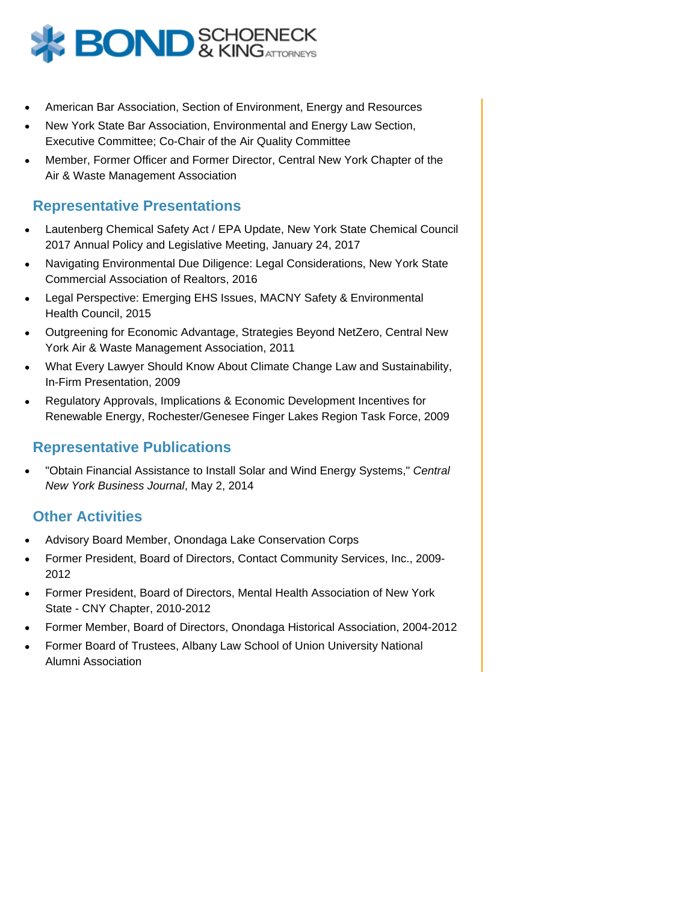- American Bar Association, Section of Environment, Energy and Resources
- New York State Bar Association, Environmental and Energy Law Section, Executive Committee; Co-Chair of the Air Quality Committee
- Member, Former Officer and Former Director, Central New York Chapter of the Air & Waste Management Association

## Representative Presentations

- Lautenberg Chemical Safety Act / EPA Update, New York State Chemical Council 2017 Annual Policy and Legislative Meeting, January 24, 2017
- Navigating Environmental Due Diligence: Legal Considerations, New York State Commercial Association of Realtors, 2016
- Legal Perspective: Emerging EHS Issues, MACNY Safety & Environmental Health Council, 2015
- Outgreening for Economic Advantage, Strategies Beyond NetZero, Central New York Air & Waste Management Association, 2011
- What Every Lawyer Should Know About Climate Change Law and Sustainability, In-Firm Presentation, 2009
- Regulatory Approvals, Implications & Economic Development Incentives for Renewable Energy, Rochester/Genesee Finger Lakes Region Task Force, 2009

## Representative Publications

- "Obtain Financial Assistance to Install Solar and Wind Energy Systems," *Central New York Business Journal*, May 2, 2014

## Other Activities

- Advisory Board Member, Onondaga Lake Conservation Corps
- Former President, Board of Directors, Contact Community Services, Inc., 2009-2012
- Former President, Board of Directors, Mental Health Association of New York State - CNY Chapter, 2010-2012
- Former Member, Board of Directors, Onondaga Historical Association, 2004-2012
- Former Board of Trustees, Albany Law School of Union University National Alumni Association